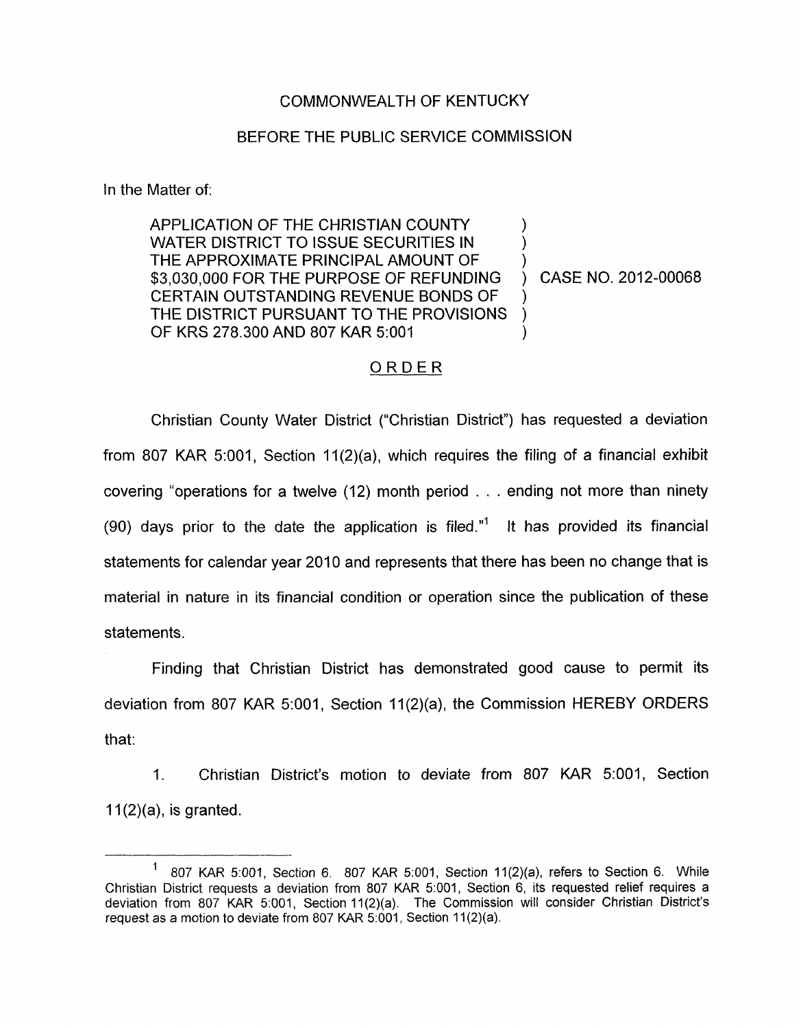COMMONWEALTH OF KENTUCKY

BEFORE THE PUBLIC SERVICE COMMISSION

In the Matter of:

| | | |
|---|---|---|
| APPLICATION OF THE CHRISTIAN COUNTY WATER DISTRICT TO ISSUE SECURITIES IN THE APPROXIMATE PRINCIPAL AMOUNT OF $3,030,000 FOR THE PURPOSE OF REFUNDING CERTAIN OUTSTANDING REVENUE BONDS OF THE DISTRICT PURSUANT TO THE PROVISIONS OF KRS 278.300 AND 807 KAR 5:001 | ) | CASE NO. 2012-00068 |

ORDER

Christian County Water District ("Christian District") has requested a deviation from 807 KAR 5:001, Section 11(2)(a), which requires the filing of a financial exhibit covering "operations for a twelve (12) month period . . . ending not more than ninety (90) days prior to the date the application is filed."[1] It has provided its financial statements for calendar year 2010 and represents that there has been no change that is material in nature in its financial condition or operation since the publication of these statements.

Finding that Christian District has demonstrated good cause to permit its deviation from 807 KAR 5:001, Section 11(2)(a), the Commission HEREBY ORDERS that:

1. Christian District's motion to deviate from 807 KAR 5:001, Section 11(2)(a), is granted.

[1] 807 KAR 5:001, Section 6. 807 KAR 5:001, Section 11(2)(a), refers to Section 6. While Christian District requests a deviation from 807 KAR 5:001, Section 6, its requested relief requires a deviation from 807 KAR 5:001, Section 11(2)(a). The Commission will consider Christian District's request as a motion to deviate from 807 KAR 5:001, Section 11(2)(a).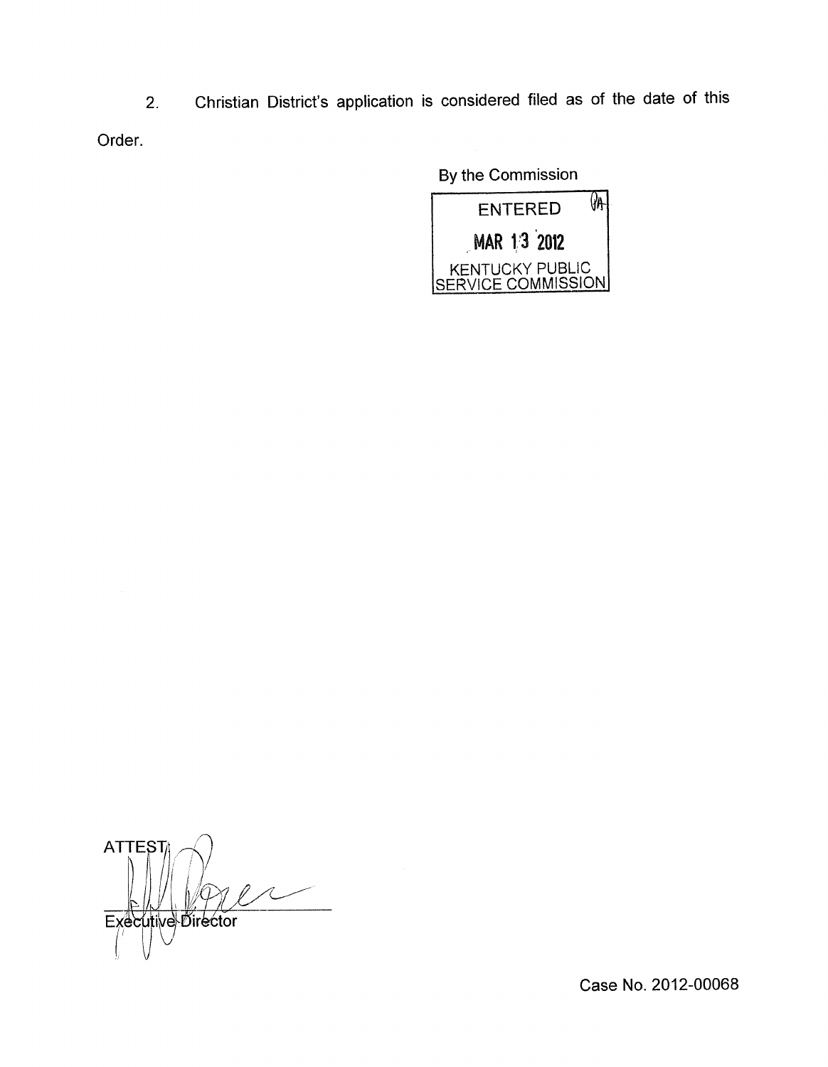2. Christian District's application is considered filed as of the date of this Order.

By the Commission

ENTERED

MAR 13 2012

KENTUCKY PUBLIC SERVICE COMMISSION

ATTEST:

Executive Director

Case No. 2012-00068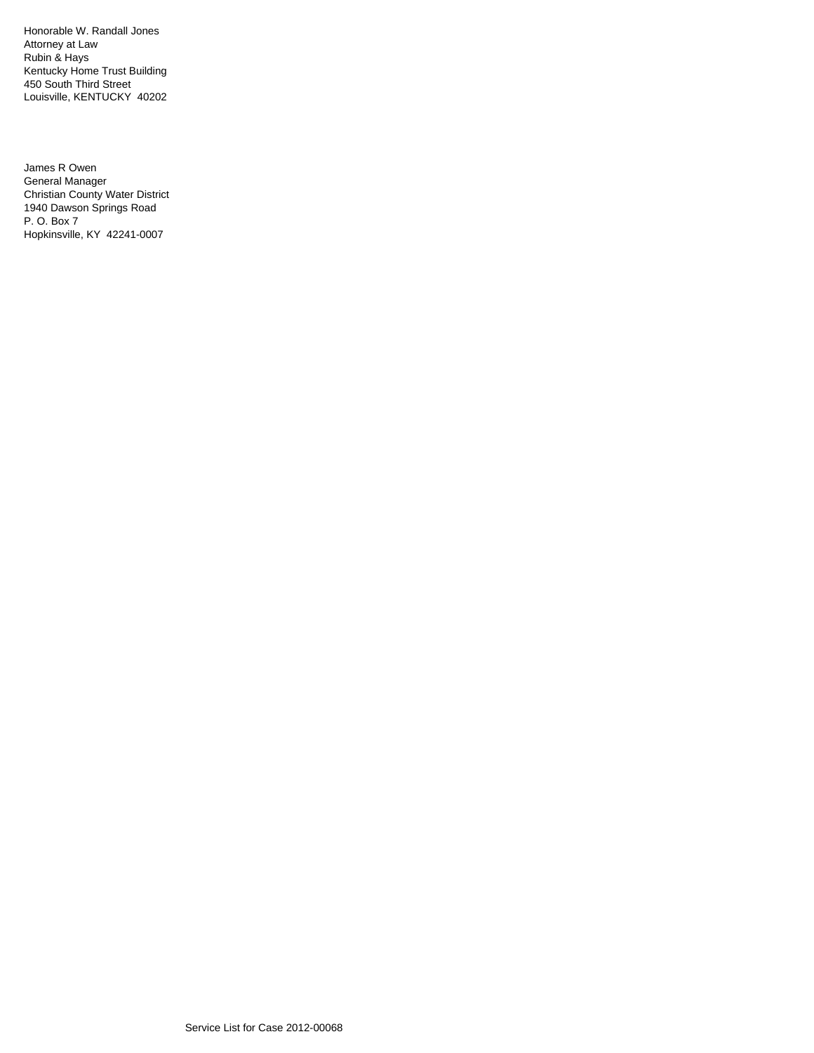Honorable W. Randall Jones
Attorney at Law
Rubin & Hays
Kentucky Home Trust Building
450 South Third Street
Louisville, KENTUCKY  40202

James R Owen
General Manager
Christian County Water District
1940 Dawson Springs Road
P. O. Box 7
Hopkinsville, KY  42241-0007

Service List for Case 2012-00068